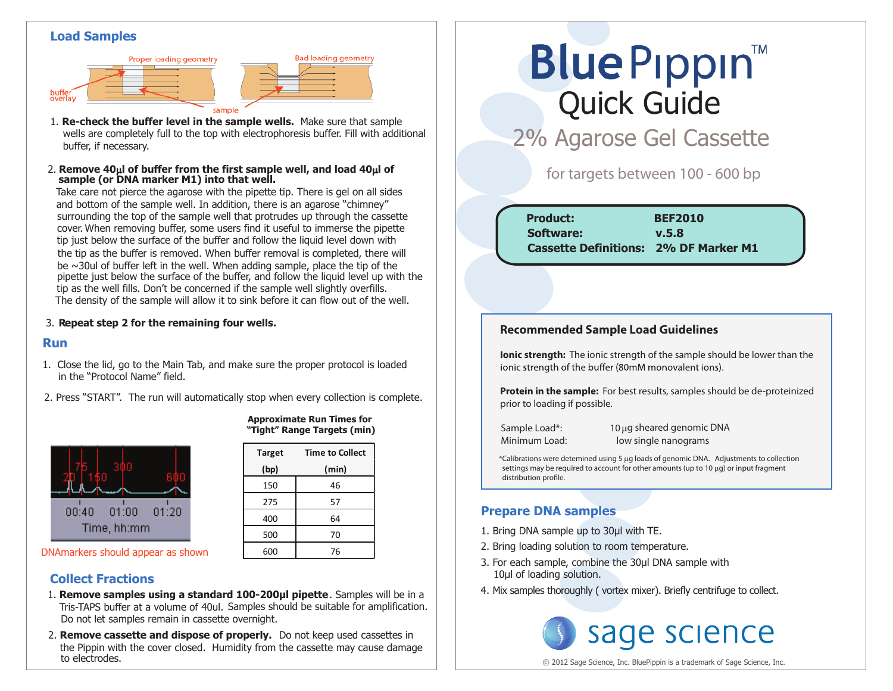## Load Samples

Proper loading geometry

Bad loading geometry

buffer overlay

sample

1. **Re-check the buffer level in the sample wells.** Make sure that sample wells are completely full to the top with electrophoresis buffer. Fill with additional buffer, if necessary.

2. **Remove 40μl of buffer from the first sample well, and load 40μl of sample (or DNA marker M1) into that well.**
Take care not pierce the agarose with the pipette tip. There is gel on all sides and bottom of the sample well. In addition, there is an agarose "chimney" surrounding the top of the sample well that protrudes up through the cassette cover. When removing buffer, some users find it useful to immerse the pipette tip just below the surface of the buffer and follow the liquid level down with the tip as the buffer is removed. When buffer removal is completed, there will be ~30ul of buffer left in the well. When adding sample, place the tip of the pipette just below the surface of the buffer, and follow the liquid level up with the tip as the well fills. Don't be concerned if the sample well slightly overfills. The density of the sample will allow it to sink before it can flow out of the well.

3. **Repeat step 2 for the remaining four wells.**

## Run

1. Close the lid, go to the Main Tab, and make sure the proper protocol is loaded in the "Protocol Name" field.

2. Press "START". The run will automatically stop when every collection is complete.

75 300
20 150 600
00:40 01:00 01:20
Time, hh:mm

DNAmarkers should appear as shown

**Approximate Run Times for "Tight" Range Targets (min)**

| Target (bp) | Time to Collect (min) |
|---|---|
| 150 | 46 |
| 275 | 57 |
| 400 | 64 |
| 500 | 70 |
| 600 | 76 |

## Collect Fractions

1. **Remove samples using a standard 100-200μl pipette**. Samples will be in a Tris-TAPS buffer at a volume of 40ul. Samples should be suitable for amplification. Do not let samples remain in cassette overnight.

2. **Remove cassette and dispose of properly.** Do not keep used cassettes in the Pippin with the cover closed. Humidity from the cassette may cause damage to electrodes.

# BluePippin™ Quick Guide

## 2% Agarose Gel Cassette

for targets between 100 - 600 bp

| | |
|---|---|
| **Product:** | **BEF2010** |
| **Software:** | **v.5.8** |
| **Cassette Definitions:** | **2% DF Marker M1** |

### Recommended Sample Load Guidelines

**Ionic strength:** The ionic strength of the sample should be lower than the ionic strength of the buffer (80mM monovalent ions).

**Protein in the sample:** For best results, samples should be de-proteinized prior to loading if possible.

Sample Load*: 10 μg sheared genomic DNA
Minimum Load: low single nanograms

*Calibrations were detemined using 5 μg loads of genomic DNA. Adjustments to collection settings may be required to account for other amounts (up to 10 μg) or input fragment distribution profile.

## Prepare DNA samples

1. Bring DNA sample up to 30μl with TE.
2. Bring loading solution to room temperature.
3. For each sample, combine the 30μl DNA sample with 10μl of loading solution.
4. Mix samples thoroughly ( vortex mixer). Briefly centrifuge to collect.

sage science

© 2012 Sage Science, Inc. BluePippin is a trademark of Sage Science, Inc.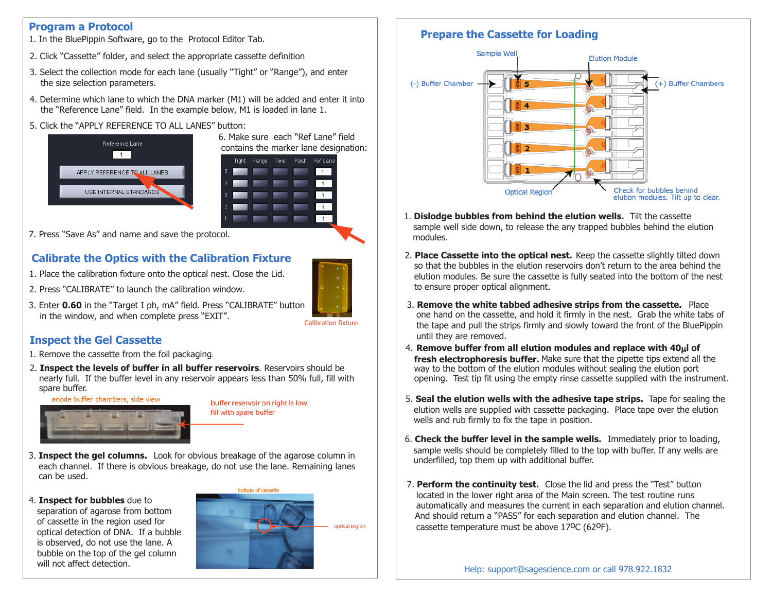## Program a Protocol

1. In the BluePippin Software, go to the Protocol Editor Tab.
2. Click "Cassette" folder, and select the appropriate cassette definition
3. Select the collection mode for each lane (usually "Tight" or "Range"), and enter the size selection parameters.
4. Determine which lane to which the DNA marker (M1) will be added and enter it into the "Reference Lane" field. In the example below, M1 is loaded in lane 1.
5. Click the "APPLY REFERENCE TO ALL LANES" button:

Reference Lane
1
APPLY REFERENCE TO ALL LANES
USE INTERNAL STANDARDS

6. Make sure each "Ref Lane" field contains the marker lane designation:

Tight Range Time Peak Ref Lane
5 1
4 1
3 1
2 1
1 1

7. Press "Save As" and name and save the protocol.

## Calibrate the Optics with the Calibration Fixture

1. Place the calibration fixture onto the optical nest. Close the Lid.
2. Press "CALIBRATE" to launch the calibration window.
3. Enter **0.60** in the "Target I ph, mA" field. Press "CALIBRATE" button in the window, and when complete press "EXIT".

Calibration fixture

## Inspect the Gel Cassette

1. Remove the cassette from the foil packaging.
2. **Inspect the levels of buffer in all buffer reservoirs**. Reservoirs should be nearly full. If the buffer level in any reservoir appears less than 50% full, fill with spare buffer.

anode buffer chambers, side view

buffer reservoir on right is low
fill with spare buffer

3. **Inspect the gel columns.** Look for obvious breakage of the agarose column in each channel. If there is obvious breakage, do not use the lane. Remaining lanes can be used.
4. **Inspect for bubbles** due to separation of agarose from bottom of cassette in the region used for optical detection of DNA. If a bubble is observed, do not use the lane. A bubble on the top of the gel column will not affect detection.

bottom of cassette

optical region

## Prepare the Cassette for Loading

Sample Well
Elution Module
(-) Buffer Chamber
(+) Buffer Chambers
5
4
3
2
1
Optical Region
Check for bubbles behind elution modules. Tilt up to clear.

1. **Dislodge bubbles from behind the elution wells.** Tilt the cassette sample well side down, to release the any trapped bubbles behind the elution modules.
2. **Place Cassette into the optical nest.** Keep the cassette slightly tilted down so that the bubbles in the elution reservoirs don't return to the area behind the elution modules. Be sure the cassette is fully seated into the bottom of the nest to ensure proper optical alignment.
3. **Remove the white tabbed adhesive strips from the cassette.** Place one hand on the cassette, and hold it firmly in the nest. Grab the white tabs of the tape and pull the strips firmly and slowly toward the front of the BluePippin until they are removed.
4. **Remove buffer from all elution modules and replace with 40µl of fresh electrophoresis buffer.** Make sure that the pipette tips extend all the way to the bottom of the elution modules without sealing the elution port opening. Test tip fit using the empty rinse cassette supplied with the instrument.
5. **Seal the elution wells with the adhesive tape strips.** Tape for sealing the elution wells are supplied with cassette packaging. Place tape over the elution wells and rub firmly to fix the tape in position.
6. **Check the buffer level in the sample wells.** Immediately prior to loading, sample wells should be completely filled to the top with buffer. If any wells are underfilled, top them up with additional buffer.
7. **Perform the continuity test.** Close the lid and press the "Test" button located in the lower right area of the Main screen. The test routine runs automatically and measures the current in each separation and elution channel. And should return a "PASS" for each separation and elution channel. The cassette temperature must be above 17$^{o}$C (62$^{o}$F).

Help: support@sagescience.com or call 978.922.1832